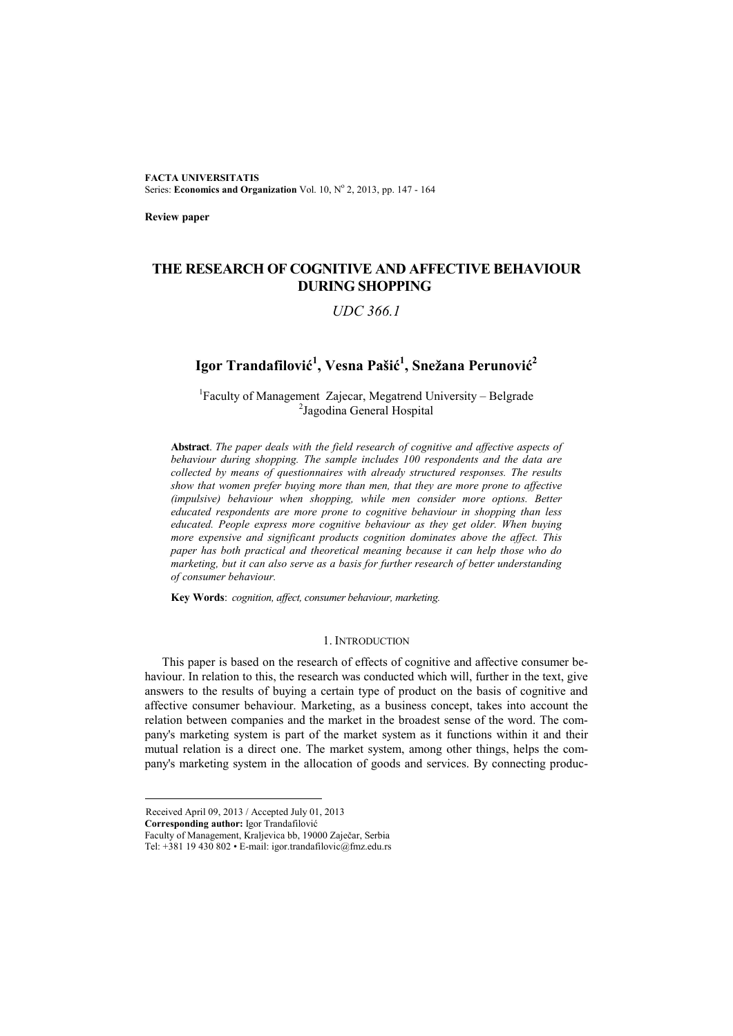**FACTA UNIVERSITATIS**
Series: **Economics and Organization** Vol. 10, N° 2, 2013, pp. 147 - 164

**Review paper**

# THE RESEARCH OF COGNITIVE AND AFFECTIVE BEHAVIOUR DURING SHOPPING

*UDC 366.1*

## Igor Trandafilović[1], Vesna Pašić[1], Snežana Perunović[2]

[1]Faculty of Management Zajecar, Megatrend University – Belgrade
[2]Jagodina General Hospital

**Abstract**. *The paper deals with the field research of cognitive and affective aspects of behaviour during shopping. The sample includes 100 respondents and the data are collected by means of questionnaires with already structured responses. The results show that women prefer buying more than men, that they are more prone to affective (impulsive) behaviour when shopping, while men consider more options. Better educated respondents are more prone to cognitive behaviour in shopping than less educated. People express more cognitive behaviour as they get older. When buying more expensive and significant products cognition dominates above the affect. This paper has both practical and theoretical meaning because it can help those who do marketing, but it can also serve as a basis for further research of better understanding of consumer behaviour.*

**Key Words**: *cognition, affect, consumer behaviour, marketing.*

## 1. INTRODUCTION

This paper is based on the research of effects of cognitive and affective consumer behaviour. In relation to this, the research was conducted which will, further in the text, give answers to the results of buying a certain type of product on the basis of cognitive and affective consumer behaviour. Marketing, as a business concept, takes into account the relation between companies and the market in the broadest sense of the word. The company's marketing system is part of the market system as it functions within it and their mutual relation is a direct one. The market system, among other things, helps the company's marketing system in the allocation of goods and services. By connecting produc-

Received April 09, 2013 / Accepted July 01, 2013
**Corresponding author:** Igor Trandafilović
Faculty of Management, Kraljevica bb, 19000 Zaječar, Serbia
Tel: +381 19 430 802 • E-mail: igor.trandafilovic@fmz.edu.rs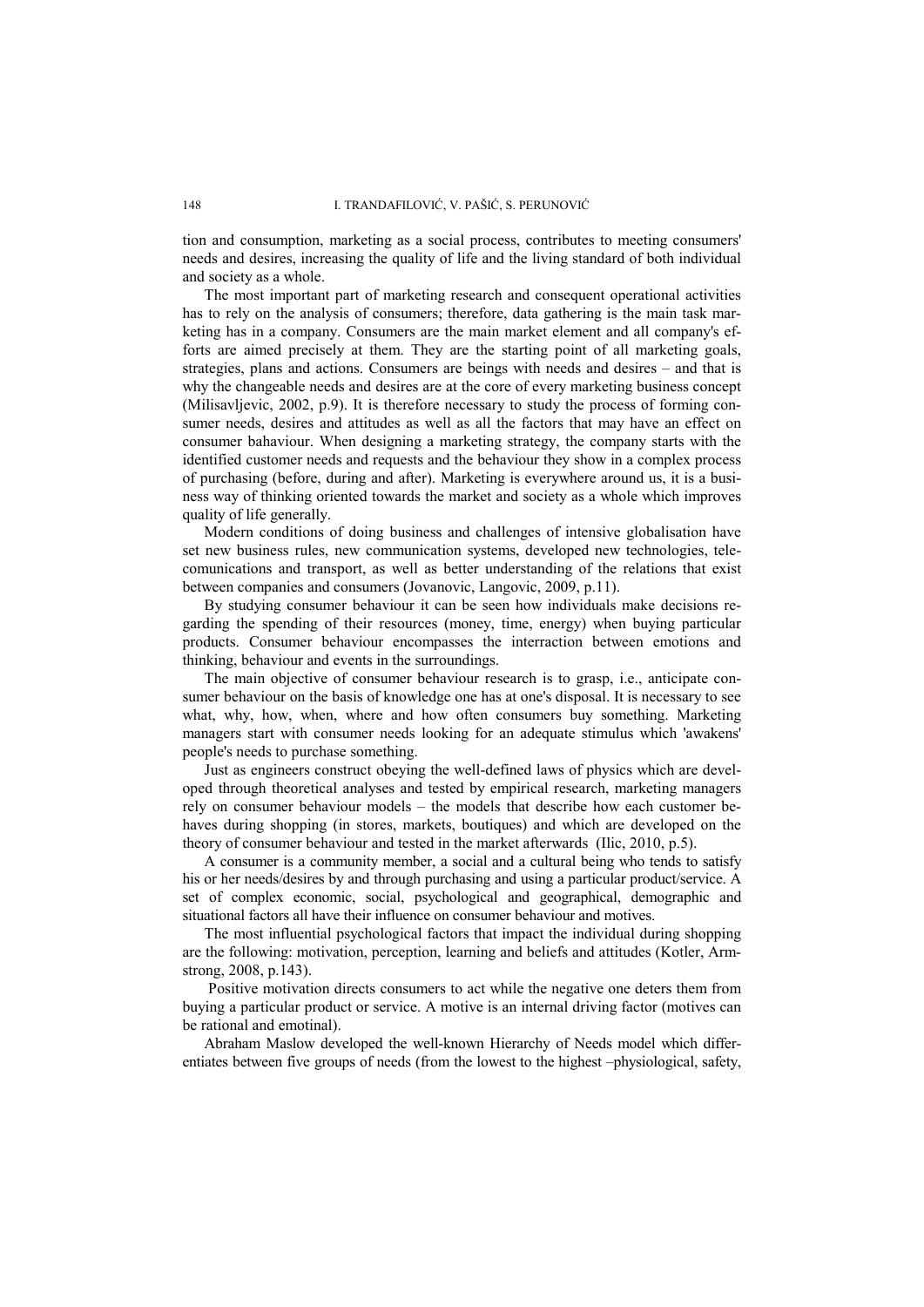tion and consumption, marketing as a social process, contributes to meeting consumers' needs and desires, increasing the quality of life and the living standard of both individual and society as a whole.

The most important part of marketing research and consequent operational activities has to rely on the analysis of consumers; therefore, data gathering is the main task marketing has in a company. Consumers are the main market element and all company's efforts are aimed precisely at them. They are the starting point of all marketing goals, strategies, plans and actions. Consumers are beings with needs and desires – and that is why the changeable needs and desires are at the core of every marketing business concept (Milisavljevic, 2002, p.9). It is therefore necessary to study the process of forming consumer needs, desires and attitudes as well as all the factors that may have an effect on consumer bahaviour. When designing a marketing strategy, the company starts with the identified customer needs and requests and the behaviour they show in a complex process of purchasing (before, during and after). Marketing is everywhere around us, it is a business way of thinking oriented towards the market and society as a whole which improves quality of life generally.

Modern conditions of doing business and challenges of intensive globalisation have set new business rules, new communication systems, developed new technologies, telecomunications and transport, as well as better understanding of the relations that exist between companies and consumers (Jovanovic, Langovic, 2009, p.11).

By studying consumer behaviour it can be seen how individuals make decisions regarding the spending of their resources (money, time, energy) when buying particular products. Consumer behaviour encompasses the interraction between emotions and thinking, behaviour and events in the surroundings.

The main objective of consumer behaviour research is to grasp, i.e., anticipate consumer behaviour on the basis of knowledge one has at one's disposal. It is necessary to see what, why, how, when, where and how often consumers buy something. Marketing managers start with consumer needs looking for an adequate stimulus which 'awakens' people's needs to purchase something.

Just as engineers construct obeying the well-defined laws of physics which are developed through theoretical analyses and tested by empirical research, marketing managers rely on consumer behaviour models – the models that describe how each customer behaves during shopping (in stores, markets, boutiques) and which are developed on the theory of consumer behaviour and tested in the market afterwards (Ilic, 2010, p.5).

A consumer is a community member, a social and a cultural being who tends to satisfy his or her needs/desires by and through purchasing and using a particular product/service. A set of complex economic, social, psychological and geographical, demographic and situational factors all have their influence on consumer behaviour and motives.

The most influential psychological factors that impact the individual during shopping are the following: motivation, perception, learning and beliefs and attitudes (Kotler, Armstrong, 2008, p.143).

Positive motivation directs consumers to act while the negative one deters them from buying a particular product or service. A motive is an internal driving factor (motives can be rational and emotinal).

Abraham Maslow developed the well-known Hierarchy of Needs model which differentiates between five groups of needs (from the lowest to the highest –physiological, safety,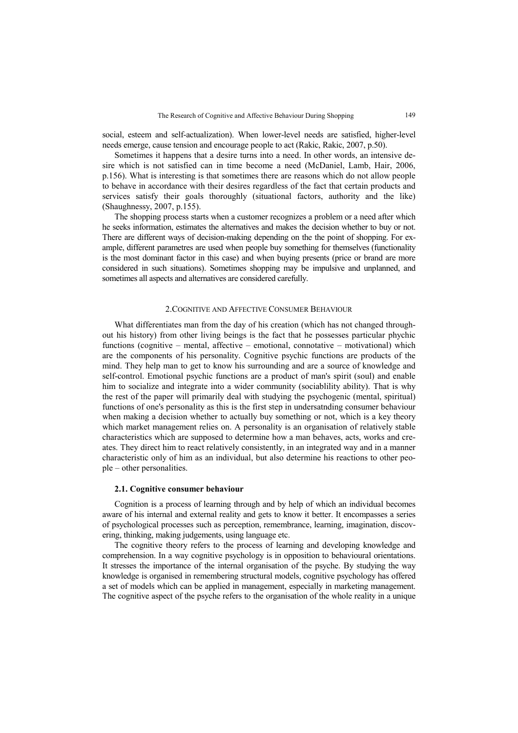social, esteem and self-actualization). When lower-level needs are satisfied, higher-level needs emerge, cause tension and encourage people to act (Rakic, Rakic, 2007, p.50).

Sometimes it happens that a desire turns into a need. In other words, an intensive desire which is not satisfied can in time become a need (McDaniel, Lamb, Hair, 2006, p.156). What is interesting is that sometimes there are reasons which do not allow people to behave in accordance with their desires regardless of the fact that certain products and services satisfy their goals thoroughly (situational factors, authority and the like) (Shaughnessy, 2007, p.155).

The shopping process starts when a customer recognizes a problem or a need after which he seeks information, estimates the alternatives and makes the decision whether to buy or not. There are different ways of decision-making depending on the the point of shopping. For example, different parametres are used when people buy something for themselves (functionality is the most dominant factor in this case) and when buying presents (price or brand are more considered in such situations). Sometimes shopping may be impulsive and unplanned, and sometimes all aspects and alternatives are considered carefully.

## 2. Cognitive and Affective Consumer Behaviour

What differentiates man from the day of his creation (which has not changed throughout his history) from other living beings is the fact that he possesses particular phychic functions (cognitive – mental, affective – emotional, connotative – motivational) which are the components of his personality. Cognitive psychic functions are products of the mind. They help man to get to know his surrounding and are a source of knowledge and self-control. Emotional psychic functions are a product of man's spirit (soul) and enable him to socialize and integrate into a wider community (sociablility ability). That is why the rest of the paper will primarily deal with studying the psychogenic (mental, spiritual) functions of one's personality as this is the first step in undersatnding consumer behaviour when making a decision whether to actually buy something or not, which is a key theory which market management relies on. A personality is an organisation of relatively stable characteristics which are supposed to determine how a man behaves, acts, works and creates. They direct him to react relatively consistently, in an integrated way and in a manner characteristic only of him as an individual, but also determine his reactions to other people – other personalities.

### 2.1. Cognitive consumer behaviour

Cognition is a process of learning through and by help of which an individual becomes aware of his internal and external reality and gets to know it better. It encompasses a series of psychological processes such as perception, remembrance, learning, imagination, discovering, thinking, making judgements, using language etc.

The cognitive theory refers to the process of learning and developing knowledge and comprehension. In a way cognitive psychology is in opposition to behavioural orientations. It stresses the importance of the internal organisation of the psyche. By studying the way knowledge is organised in remembering structural models, cognitive psychology has offered a set of models which can be applied in management, especially in marketing management. The cognitive aspect of the psyche refers to the organisation of the whole reality in a unique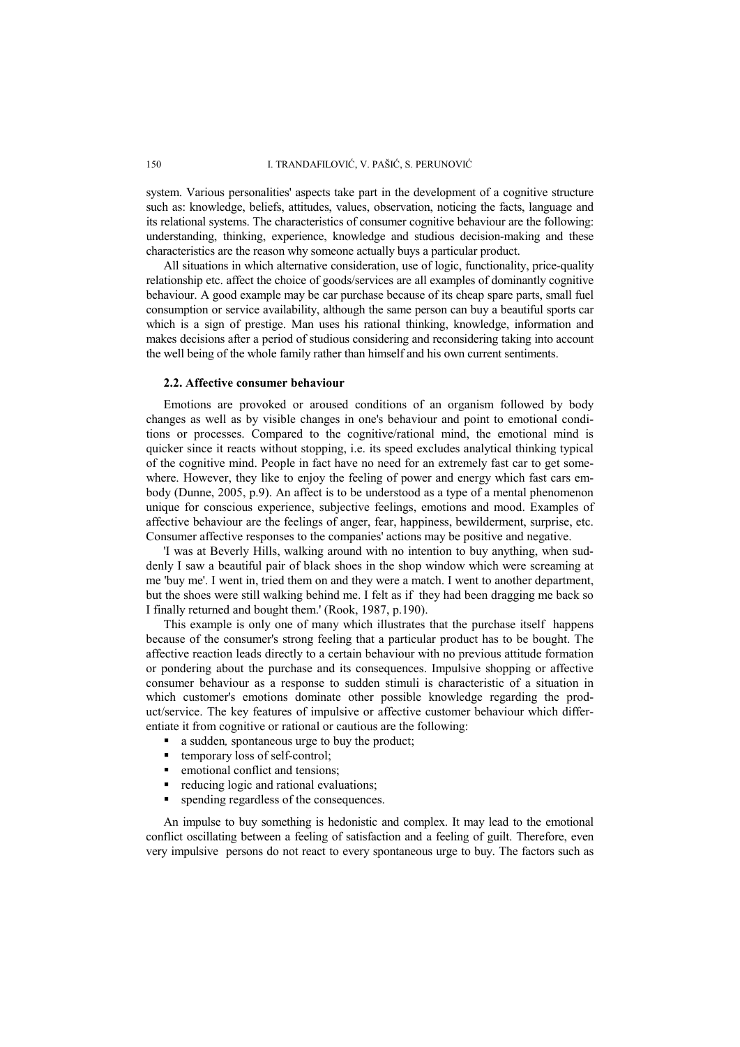system. Various personalities' aspects take part in the development of a cognitive structure such as: knowledge, beliefs, attitudes, values, observation, noticing the facts, language and its relational systems. The characteristics of consumer cognitive behaviour are the following: understanding, thinking, experience, knowledge and studious decision-making and these characteristics are the reason why someone actually buys a particular product.

All situations in which alternative consideration, use of logic, functionality, price-quality relationship etc. affect the choice of goods/services are all examples of dominantly cognitive behaviour. A good example may be car purchase because of its cheap spare parts, small fuel consumption or service availability, although the same person can buy a beautiful sports car which is a sign of prestige. Man uses his rational thinking, knowledge, information and makes decisions after a period of studious considering and reconsidering taking into account the well being of the whole family rather than himself and his own current sentiments.

### 2.2. Affective consumer behaviour

Emotions are provoked or aroused conditions of an organism followed by body changes as well as by visible changes in one's behaviour and point to emotional conditions or processes. Compared to the cognitive/rational mind, the emotional mind is quicker since it reacts without stopping, i.e. its speed excludes analytical thinking typical of the cognitive mind. People in fact have no need for an extremely fast car to get somewhere. However, they like to enjoy the feeling of power and energy which fast cars embody (Dunne, 2005, p.9). An affect is to be understood as a type of a mental phenomenon unique for conscious experience, subjective feelings, emotions and mood. Examples of affective behaviour are the feelings of anger, fear, happiness, bewilderment, surprise, etc. Consumer affective responses to the companies' actions may be positive and negative.

'I was at Beverly Hills, walking around with no intention to buy anything, when suddenly I saw a beautiful pair of black shoes in the shop window which were screaming at me 'buy me'. I went in, tried them on and they were a match. I went to another department, but the shoes were still walking behind me. I felt as if they had been dragging me back so I finally returned and bought them.' (Rook, 1987, p.190).

This example is only one of many which illustrates that the purchase itself happens because of the consumer's strong feeling that a particular product has to be bought. The affective reaction leads directly to a certain behaviour with no previous attitude formation or pondering about the purchase and its consequences. Impulsive shopping or affective consumer behaviour as a response to sudden stimuli is characteristic of a situation in which customer's emotions dominate other possible knowledge regarding the product/service. The key features of impulsive or affective customer behaviour which differentiate it from cognitive or rational or cautious are the following:

- a sudden*,* spontaneous urge to buy the product;
- temporary loss of self-control;
- emotional conflict and tensions;
- reducing logic and rational evaluations;
- spending regardless of the consequences.

An impulse to buy something is hedonistic and complex. It may lead to the emotional conflict oscillating between a feeling of satisfaction and a feeling of guilt. Therefore, even very impulsive persons do not react to every spontaneous urge to buy. The factors such as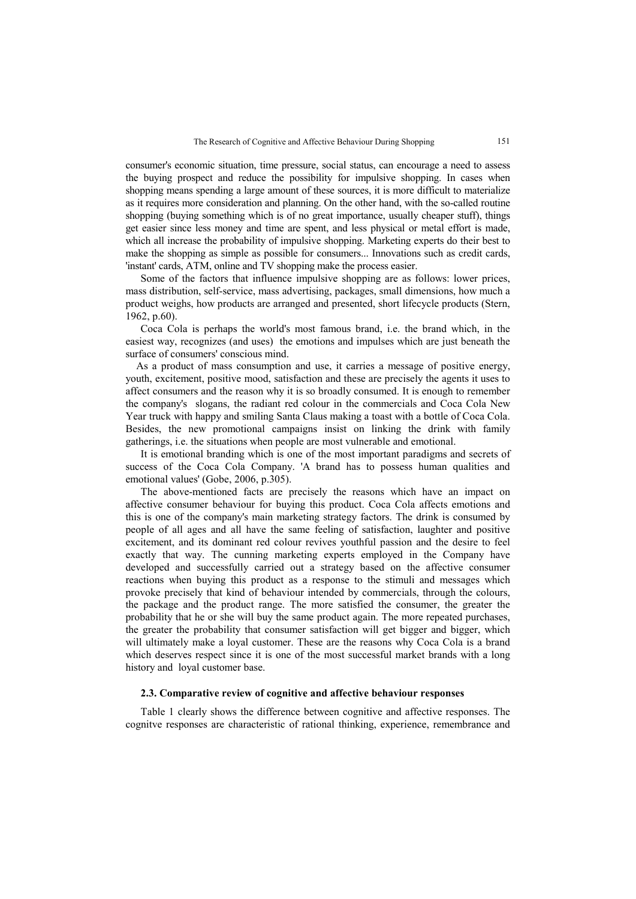consumer's economic situation, time pressure, social status, can encourage a need to assess the buying prospect and reduce the possibility for impulsive shopping. In cases when shopping means spending a large amount of these sources, it is more difficult to materialize as it requires more consideration and planning. On the other hand, with the so-called routine shopping (buying something which is of no great importance, usually cheaper stuff), things get easier since less money and time are spent, and less physical or metal effort is made, which all increase the probability of impulsive shopping. Marketing experts do their best to make the shopping as simple as possible for consumers... Innovations such as credit cards, 'instant' cards, ATM, online and TV shopping make the process easier.

Some of the factors that influence impulsive shopping are as follows: lower prices, mass distribution, self-service, mass advertising, packages, small dimensions, how much a product weighs, how products are arranged and presented, short lifecycle products (Stern, 1962, p.60).

Coca Cola is perhaps the world's most famous brand, i.e. the brand which, in the easiest way, recognizes (and uses) the emotions and impulses which are just beneath the surface of consumers' conscious mind.

As a product of mass consumption and use, it carries a message of positive energy, youth, excitement, positive mood, satisfaction and these are precisely the agents it uses to affect consumers and the reason why it is so broadly consumed. It is enough to remember the company's slogans, the radiant red colour in the commercials and Coca Cola New Year truck with happy and smiling Santa Claus making a toast with a bottle of Coca Cola. Besides, the new promotional campaigns insist on linking the drink with family gatherings, i.e. the situations when people are most vulnerable and emotional.

It is emotional branding which is one of the most important paradigms and secrets of success of the Coca Cola Company. 'A brand has to possess human qualities and emotional values' (Gobe, 2006, p.305).

The above-mentioned facts are precisely the reasons which have an impact on affective consumer behaviour for buying this product. Coca Cola affects emotions and this is one of the company's main marketing strategy factors. The drink is consumed by people of all ages and all have the same feeling of satisfaction, laughter and positive excitement, and its dominant red colour revives youthful passion and the desire to feel exactly that way. The cunning marketing experts employed in the Company have developed and successfully carried out a strategy based on the affective consumer reactions when buying this product as a response to the stimuli and messages which provoke precisely that kind of behaviour intended by commercials, through the colours, the package and the product range. The more satisfied the consumer, the greater the probability that he or she will buy the same product again. The more repeated purchases, the greater the probability that consumer satisfaction will get bigger and bigger, which will ultimately make a loyal customer. These are the reasons why Coca Cola is a brand which deserves respect since it is one of the most successful market brands with a long history and loyal customer base.

### 2.3. Comparative review of cognitive and affective behaviour responses

Table 1 clearly shows the difference between cognitive and affective responses. The cognitve responses are characteristic of rational thinking, experience, remembrance and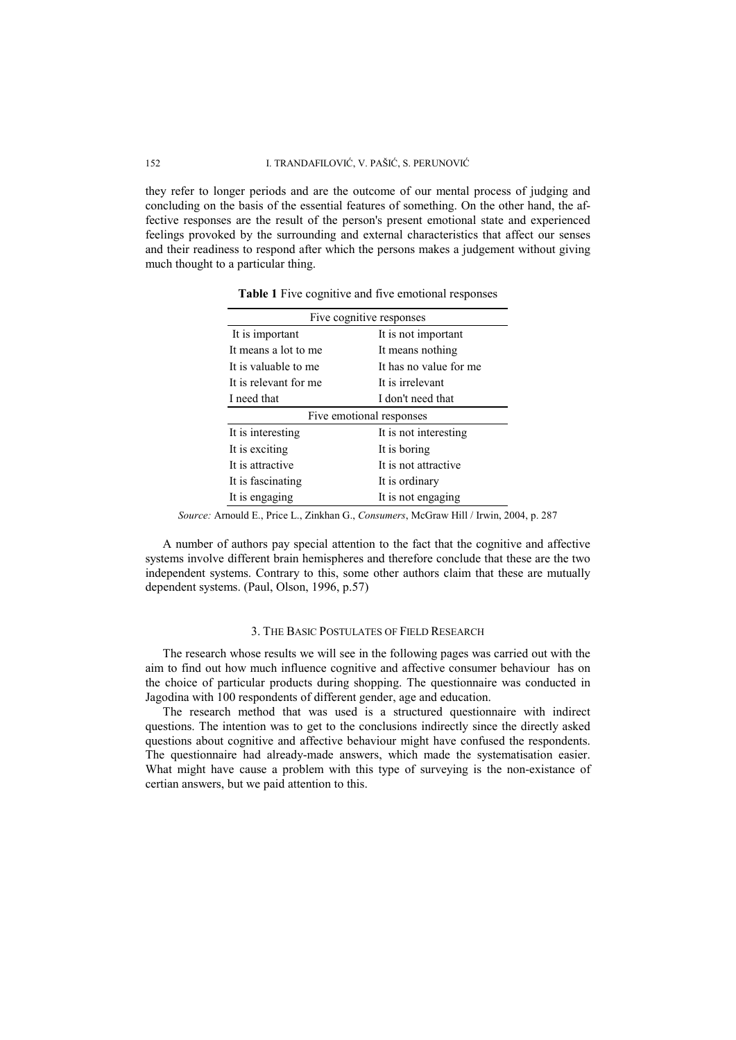they refer to longer periods and are the outcome of our mental process of judging and concluding on the basis of the essential features of something. On the other hand, the affective responses are the result of the person's present emotional state and experienced feelings provoked by the surrounding and external characteristics that affect our senses and their readiness to respond after which the persons makes a judgement without giving much thought to a particular thing.

**Table 1** Five cognitive and five emotional responses

| Five cognitive responses | |
|---|---|
| It is important | It is not important |
| It means a lot to me | It means nothing |
| It is valuable to me | It has no value for me |
| It is relevant for me | It is irrelevant |
| I need that | I don't need that |
| **Five emotional responses** | |
| It is interesting | It is not interesting |
| It is exciting | It is boring |
| It is attractive | It is not attractive |
| It is fascinating | It is ordinary |
| It is engaging | It is not engaging |

*Source:* Arnould E., Price L., Zinkhan G., *Consumers*, McGraw Hill / Irwin, 2004, p. 287

A number of authors pay special attention to the fact that the cognitive and affective systems involve different brain hemispheres and therefore conclude that these are the two independent systems. Contrary to this, some other authors claim that these are mutually dependent systems. (Paul, Olson, 1996, p.57)

## 3. The Basic Postulates of Field Research

The research whose results we will see in the following pages was carried out with the aim to find out how much influence cognitive and affective consumer behaviour has on the choice of particular products during shopping. The questionnaire was conducted in Jagodina with 100 respondents of different gender, age and education.

The research method that was used is a structured questionnaire with indirect questions. The intention was to get to the conclusions indirectly since the directly asked questions about cognitive and affective behaviour might have confused the respondents. The questionnaire had already-made answers, which made the systematisation easier. What might have cause a problem with this type of surveying is the non-existance of certian answers, but we paid attention to this.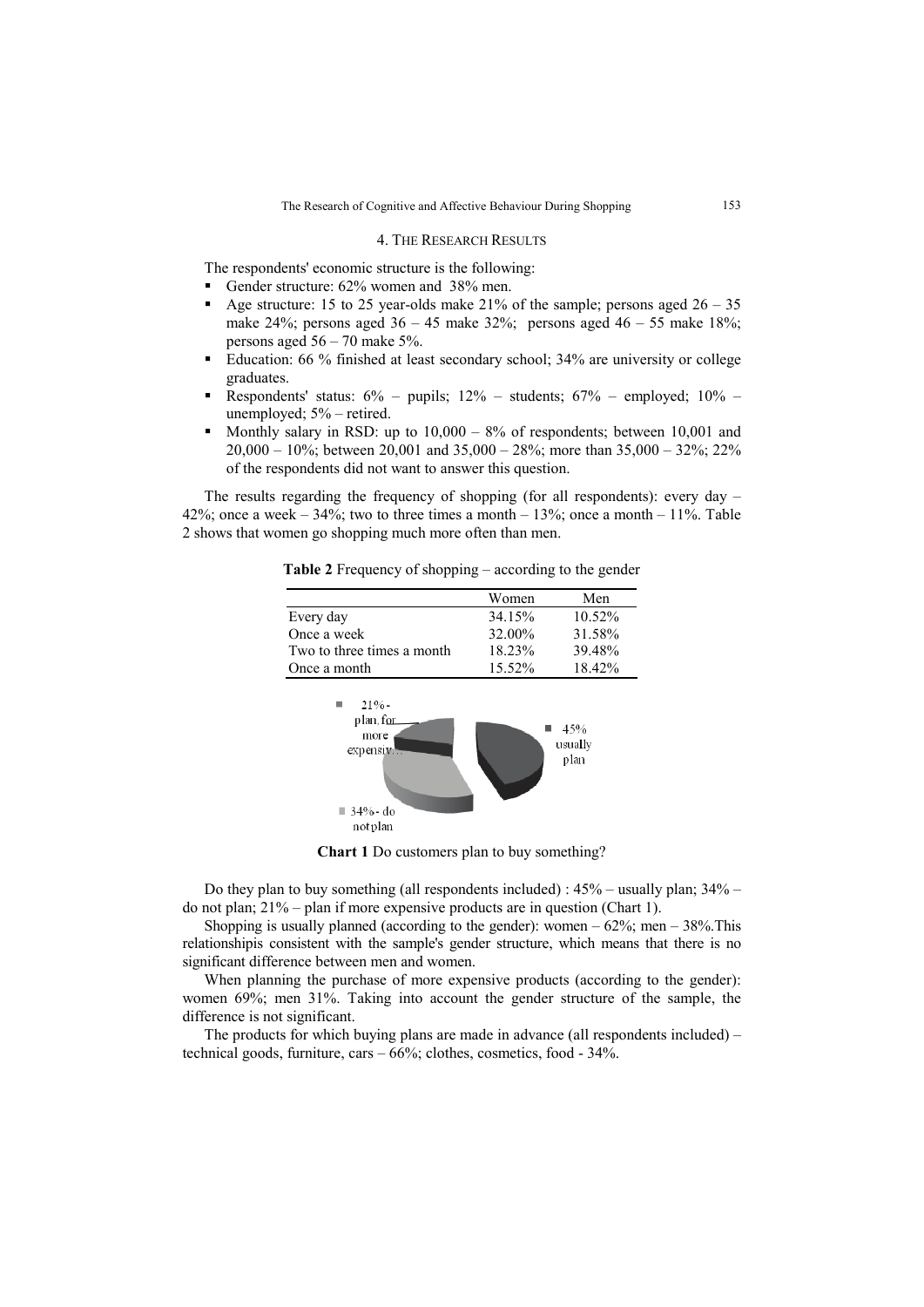## 4. THE RESEARCH RESULTS

The respondents' economic structure is the following:

- Gender structure: 62% women and 38% men.
- Age structure: 15 to 25 year-olds make 21% of the sample; persons aged 26 – 35 make 24%; persons aged 36 – 45 make 32%; persons aged 46 – 55 make 18%; persons aged 56 – 70 make 5%.
- Education: 66 % finished at least secondary school; 34% are university or college graduates.
- Respondents' status: 6% – pupils; 12% – students; 67% – employed; 10% – unemployed; 5% – retired.
- Monthly salary in RSD: up to 10,000 – 8% of respondents; between 10,001 and 20,000 – 10%; between 20,001 and 35,000 – 28%; more than 35,000 – 32%; 22% of the respondents did not want to answer this question.

The results regarding the frequency of shopping (for all respondents): every day – 42%; once a week – 34%; two to three times a month – 13%; once a month – 11%. Table 2 shows that women go shopping much more often than men.

**Table 2** Frequency of shopping – according to the gender

| | Women | Men |
|---|---|---|
| Every day | 34.15% | 10.52% |
| Once a week | 32.00% | 31.58% |
| Two to three times a month | 18.23% | 39.48% |
| Once a month | 15.52% | 18.42% |

21% - plan for more expensiv...

45% usually plan

34% - do not plan

**Chart 1** Do customers plan to buy something?

Do they plan to buy something (all respondents included) : 45% – usually plan; 34% – do not plan; 21% – plan if more expensive products are in question (Chart 1).

Shopping is usually planned (according to the gender): women – 62%; men – 38%.This relationshipis consistent with the sample's gender structure, which means that there is no significant difference between men and women.

When planning the purchase of more expensive products (according to the gender): women 69%; men 31%. Taking into account the gender structure of the sample, the difference is not significant.

The products for which buying plans are made in advance (all respondents included) – technical goods, furniture, cars – 66%; clothes, cosmetics, food - 34%.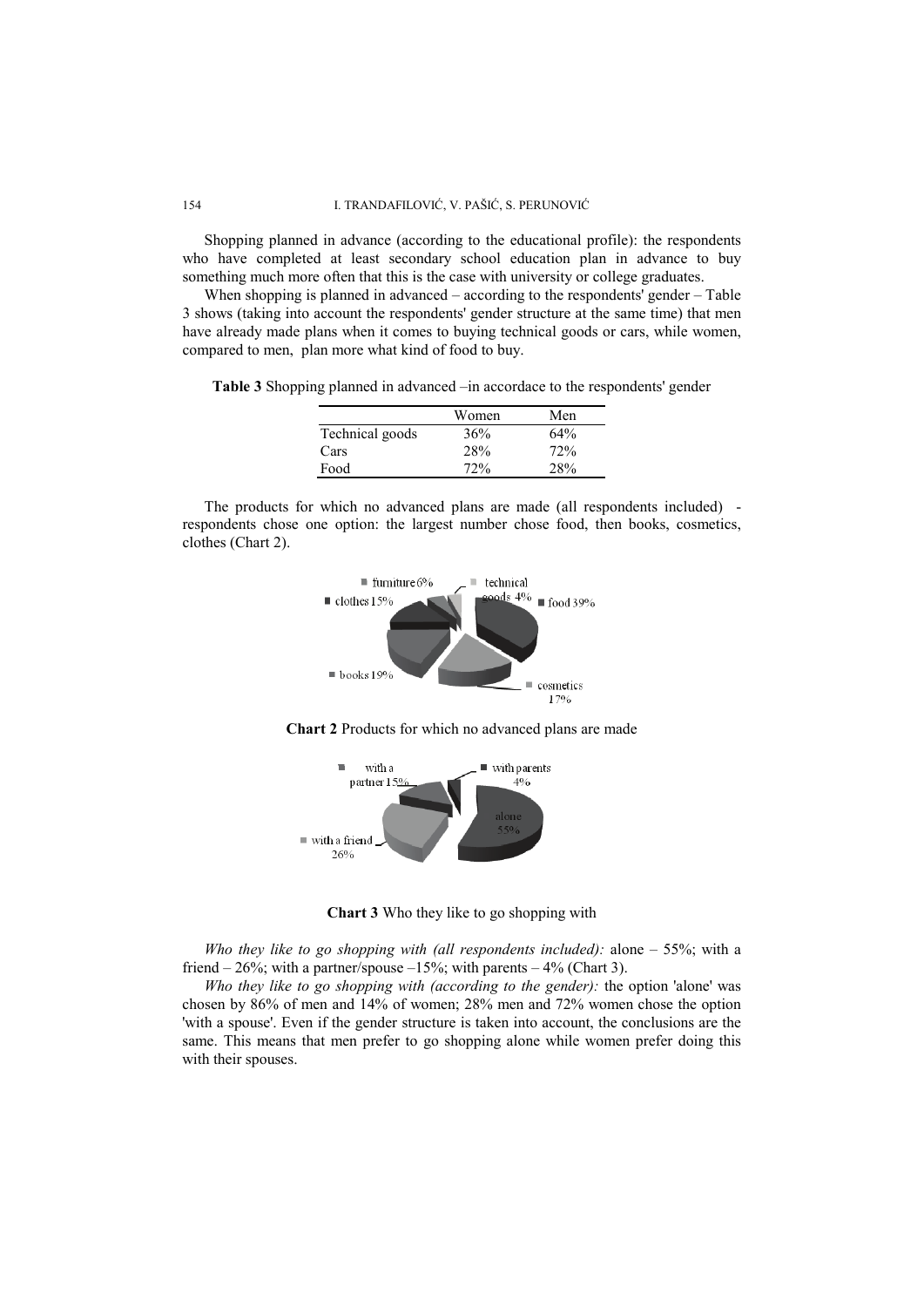Shopping planned in advance (according to the educational profile): the respondents who have completed at least secondary school education plan in advance to buy something much more often that this is the case with university or college graduates.

When shopping is planned in advanced – according to the respondents' gender – Table 3 shows (taking into account the respondents' gender structure at the same time) that men have already made plans when it comes to buying technical goods or cars, while women, compared to men, plan more what kind of food to buy.

**Table 3** Shopping planned in advanced –in accordace to the respondents' gender

| | Women | Men |
|---|---|---|
| Technical goods | 36% | 64% |
| Cars | 28% | 72% |
| Food | 72% | 28% |

The products for which no advanced plans are made (all respondents included) - respondents chose one option: the largest number chose food, then books, cosmetics, clothes (Chart 2).

**Chart 2** Products for which no advanced plans are made

**Chart 3** Who they like to go shopping with

*Who they like to go shopping with (all respondents included):* alone – 55%; with a friend – 26%; with a partner/spouse –15%; with parents – 4% (Chart 3).

*Who they like to go shopping with (according to the gender):* the option 'alone' was chosen by 86% of men and 14% of women; 28% men and 72% women chose the option 'with a spouse'. Even if the gender structure is taken into account, the conclusions are the same. This means that men prefer to go shopping alone while women prefer doing this with their spouses.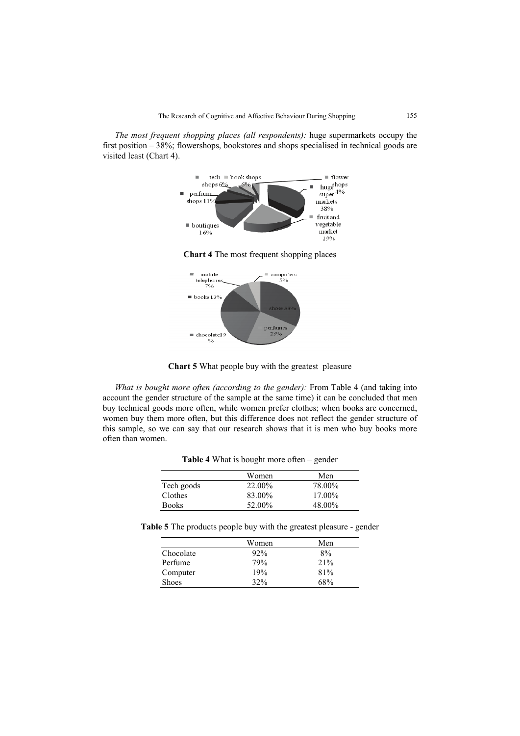*The most frequent shopping places (all respondents):* huge supermarkets occupy the first position – 38%; flowershops, bookstores and shops specialised in technical goods are visited least (Chart 4).

**Chart 4** The most frequent shopping places

**Chart 5** What people buy with the greatest pleasure

*What is bought more often (according to the gender):* From Table 4 (and taking into account the gender structure of the sample at the same time) it can be concluded that men buy technical goods more often, while women prefer clothes; when books are concerned, women buy them more often, but this difference does not reflect the gender structure of this sample, so we can say that our research shows that it is men who buy books more often than women.

**Table 4** What is bought more often – gender

| | Women | Men |
|---|---|---|
| Tech goods | 22.00% | 78.00% |
| Clothes | 83.00% | 17.00% |
| Books | 52.00% | 48.00% |

**Table 5** The products people buy with the greatest pleasure - gender

| | Women | Men |
|---|---|---|
| Chocolate | 92% | 8% |
| Perfume | 79% | 21% |
| Computer | 19% | 81% |
| Shoes | 32% | 68% |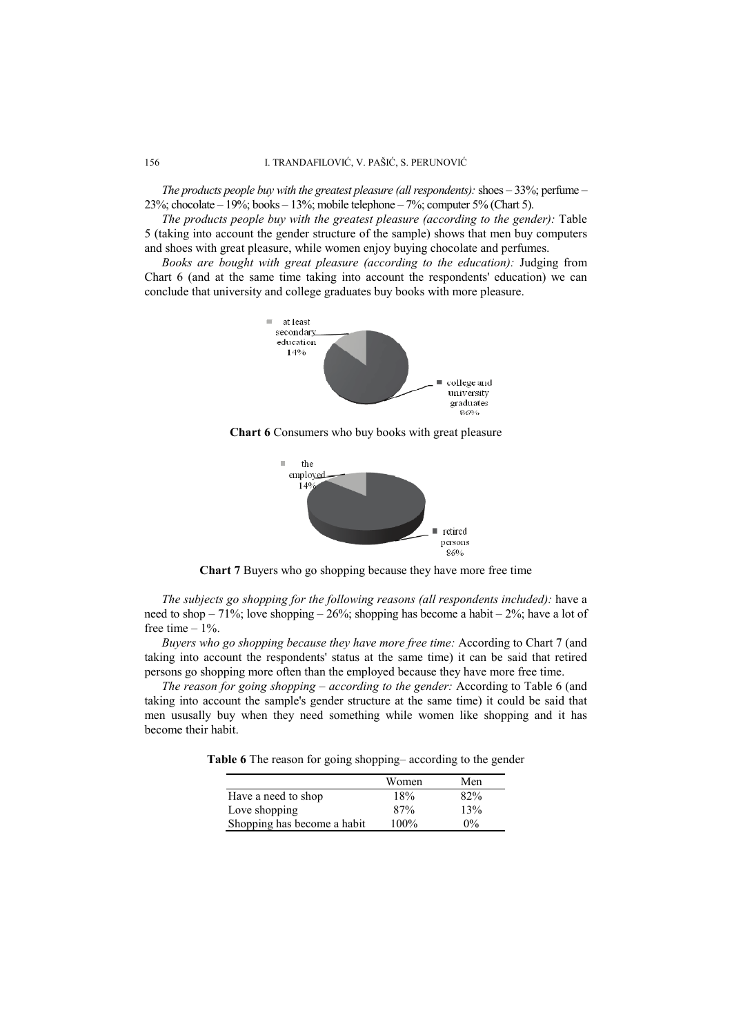*The products people buy with the greatest pleasure (all respondents):* shoes – 33%; perfume – 23%; chocolate – 19%; books – 13%; mobile telephone – 7%; computer 5% (Chart 5).

*The products people buy with the greatest pleasure (according to the gender):* Table 5 (taking into account the gender structure of the sample) shows that men buy computers and shoes with great pleasure, while women enjoy buying chocolate and perfumes.

*Books are bought with great pleasure (according to the education):* Judging from Chart 6 (and at the same time taking into account the respondents' education) we can conclude that university and college graduates buy books with more pleasure.

at least secondary education 14%

college and university graduates 86%

**Chart 6** Consumers who buy books with great pleasure

the employed 14%

retired persons 86%

**Chart 7** Buyers who go shopping because they have more free time

*The subjects go shopping for the following reasons (all respondents included):* have a need to shop – 71%; love shopping – 26%; shopping has become a habit – 2%; have a lot of free time – 1%.

*Buyers who go shopping because they have more free time:* According to Chart 7 (and taking into account the respondents' status at the same time) it can be said that retired persons go shopping more often than the employed because they have more free time.

*The reason for going shopping – according to the gender:* According to Table 6 (and taking into account the sample's gender structure at the same time) it could be said that men ususally buy when they need something while women like shopping and it has become their habit.

**Table 6** The reason for going shopping– according to the gender

| | Women | Men |
|---|---|---|
| Have a need to shop | 18% | 82% |
| Love shopping | 87% | 13% |
| Shopping has become a habit | 100% | 0% |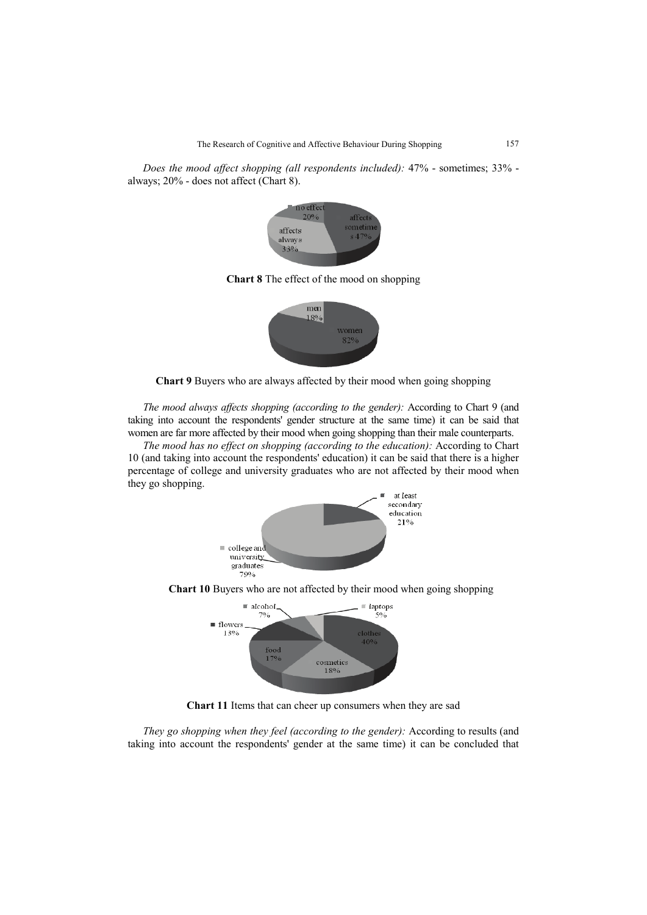*Does the mood affect shopping (all respondents included):* 47% - sometimes; 33% - always; 20% - does not affect (Chart 8).

**Chart 8** The effect of the mood on shopping

**Chart 9** Buyers who are always affected by their mood when going shopping

*The mood always affects shopping (according to the gender):* According to Chart 9 (and taking into account the respondents' gender structure at the same time) it can be said that women are far more affected by their mood when going shopping than their male counterparts.

*The mood has no effect on shopping (according to the education):* According to Chart 10 (and taking into account the respondents' education) it can be said that there is a higher percentage of college and university graduates who are not affected by their mood when they go shopping.

**Chart 10** Buyers who are not affected by their mood when going shopping

**Chart 11** Items that can cheer up consumers when they are sad

*They go shopping when they feel (according to the gender):* According to results (and taking into account the respondents' gender at the same time) it can be concluded that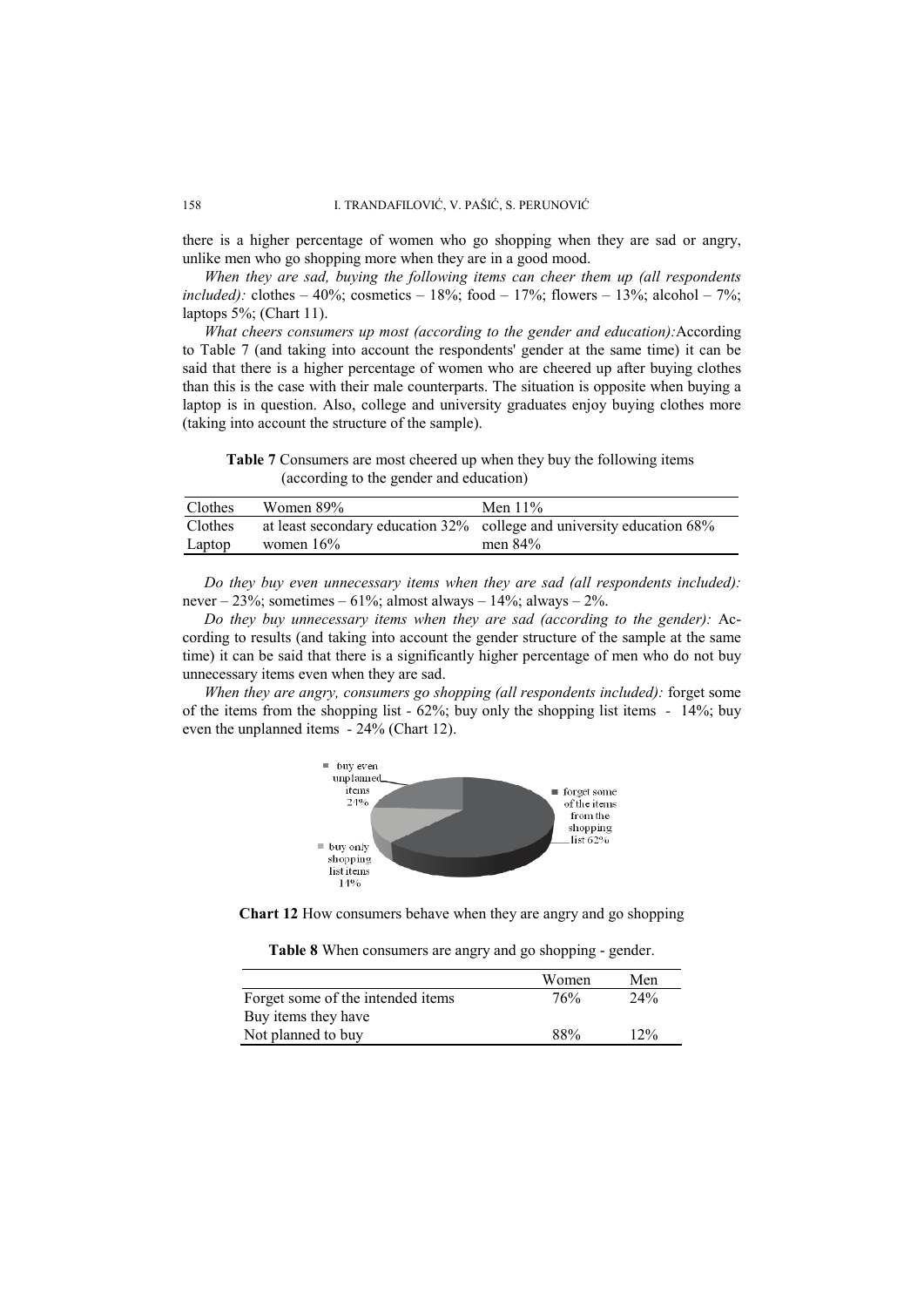there is a higher percentage of women who go shopping when they are sad or angry, unlike men who go shopping more when they are in a good mood.

*When they are sad, buying the following items can cheer them up (all respondents included):* clothes – 40%; cosmetics – 18%; food – 17%; flowers – 13%; alcohol – 7%; laptops 5%; (Chart 11).

*What cheers consumers up most (according to the gender and education):* According to Table 7 (and taking into account the respondents' gender at the same time) it can be said that there is a higher percentage of women who are cheered up after buying clothes than this is the case with their male counterparts. The situation is opposite when buying a laptop is in question. Also, college and university graduates enjoy buying clothes more (taking into account the structure of the sample).

**Table 7** Consumers are most cheered up when they buy the following items (according to the gender and education)

| | | |
|---|---|---|
| Clothes | Women 89% | Men 11% |
| Clothes | at least secondary education 32% | college and university education 68% |
| Laptop | women 16% | men 84% |

*Do they buy even unnecessary items when they are sad (all respondents included):* never – 23%; sometimes – 61%; almost always – 14%; always – 2%.

*Do they buy unnecessary items when they are sad (according to the gender):* According to results (and taking into account the gender structure of the sample at the same time) it can be said that there is a significantly higher percentage of men who do not buy unnecessary items even when they are sad.

*When they are angry, consumers go shopping (all respondents included):* forget some of the items from the shopping list - 62%; buy only the shopping list items - 14%; buy even the unplanned items - 24% (Chart 12).

**Chart 12** How consumers behave when they are angry and go shopping

**Table 8** When consumers are angry and go shopping - gender.

| | Women | Men |
|---|---|---|
| Forget some of the intended items | 76% | 24% |
| Buy items they have Not planned to buy | 88% | 12% |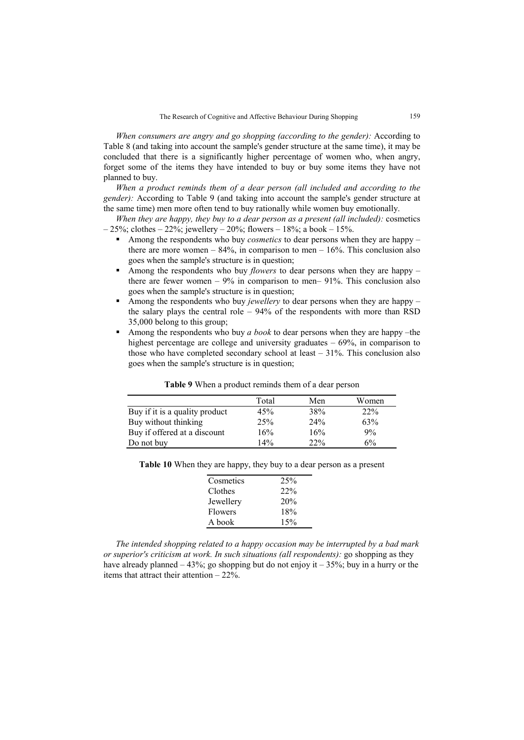*When consumers are angry and go shopping (according to the gender):* According to Table 8 (and taking into account the sample's gender structure at the same time), it may be concluded that there is a significantly higher percentage of women who, when angry, forget some of the items they have intended to buy or buy some items they have not planned to buy.

*When a product reminds them of a dear person (all included and according to the gender):* According to Table 9 (and taking into account the sample's gender structure at the same time) men more often tend to buy rationally while women buy emotionally.

*When they are happy, they buy to a dear person as a present (all included):* cosmetics – 25%; clothes – 22%; jewellery – 20%; flowers – 18%; a book – 15%.

- Among the respondents who buy *cosmetics* to dear persons when they are happy – there are more women – 84%, in comparison to men – 16%. This conclusion also goes when the sample's structure is in question;
- Among the respondents who buy *flowers* to dear persons when they are happy – there are fewer women – 9% in comparison to men– 91%. This conclusion also goes when the sample's structure is in question;
- Among the respondents who buy *jewellery* to dear persons when they are happy – the salary plays the central role – 94% of the respondents with more than RSD 35,000 belong to this group;
- Among the respondents who buy *a book* to dear persons when they are happy –the highest percentage are college and university graduates – 69%, in comparison to those who have completed secondary school at least – 31%. This conclusion also goes when the sample's structure is in question;

**Table 9** When a product reminds them of a dear person

| | Total | Men | Women |
|---|---|---|---|
| Buy if it is a quality product | 45% | 38% | 22% |
| Buy without thinking | 25% | 24% | 63% |
| Buy if offered at a discount | 16% | 16% | 9% |
| Do not buy | 14% | 22% | 6% |

**Table 10** When they are happy, they buy to a dear person as a present

| | |
|---|---|
| Cosmetics | 25% |
| Clothes | 22% |
| Jewellery | 20% |
| Flowers | 18% |
| A book | 15% |

*The intended shopping related to a happy occasion may be interrupted by a bad mark or superior's criticism at work. In such situations (all respondents):* go shopping as they have already planned – 43%; go shopping but do not enjoy it – 35%; buy in a hurry or the items that attract their attention – 22%.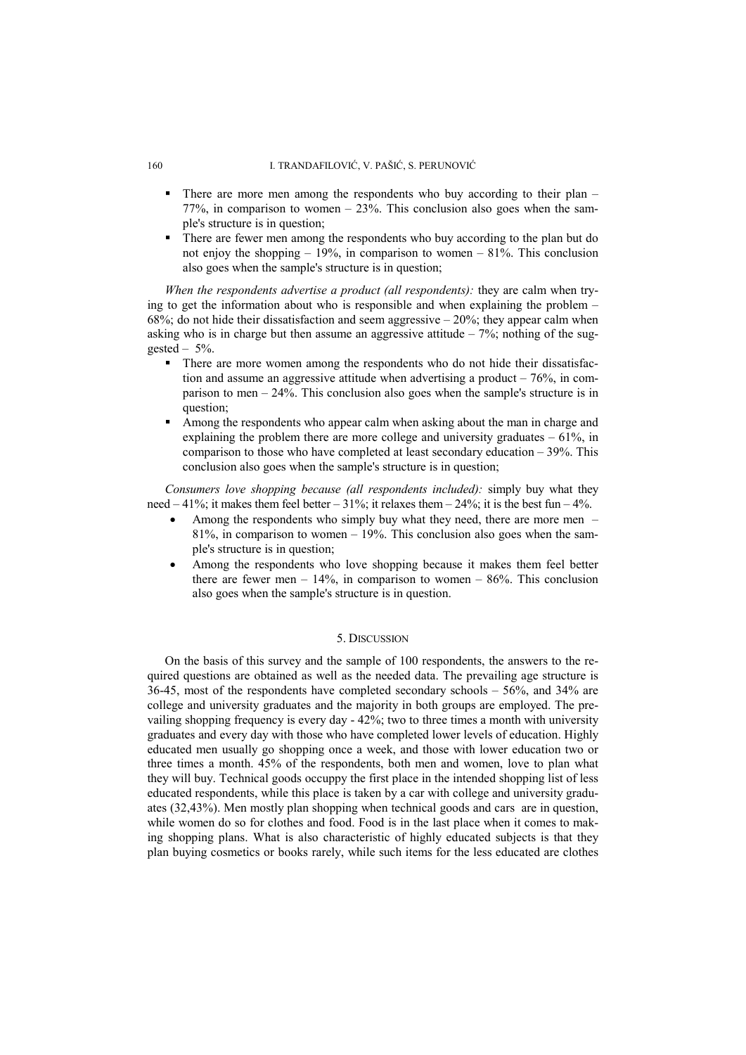- There are more men among the respondents who buy according to their plan – 77%, in comparison to women – 23%. This conclusion also goes when the sample's structure is in question;
- There are fewer men among the respondents who buy according to the plan but do not enjoy the shopping – 19%, in comparison to women – 81%. This conclusion also goes when the sample's structure is in question;

*When the respondents advertise a product (all respondents):* they are calm when trying to get the information about who is responsible and when explaining the problem – 68%; do not hide their dissatisfaction and seem aggressive – 20%; they appear calm when asking who is in charge but then assume an aggressive attitude – 7%; nothing of the suggested – 5%.

- There are more women among the respondents who do not hide their dissatisfaction and assume an aggressive attitude when advertising a product – 76%, in comparison to men – 24%. This conclusion also goes when the sample's structure is in question;
- Among the respondents who appear calm when asking about the man in charge and explaining the problem there are more college and university graduates – 61%, in comparison to those who have completed at least secondary education – 39%. This conclusion also goes when the sample's structure is in question;

*Consumers love shopping because (all respondents included):* simply buy what they need – 41%; it makes them feel better – 31%; it relaxes them – 24%; it is the best fun – 4%.

- Among the respondents who simply buy what they need, there are more men – 81%, in comparison to women – 19%. This conclusion also goes when the sample's structure is in question;
- Among the respondents who love shopping because it makes them feel better there are fewer men – 14%, in comparison to women – 86%. This conclusion also goes when the sample's structure is in question.

## 5. DISCUSSION

On the basis of this survey and the sample of 100 respondents, the answers to the required questions are obtained as well as the needed data. The prevailing age structure is 36-45, most of the respondents have completed secondary schools – 56%, and 34% are college and university graduates and the majority in both groups are employed. The prevailing shopping frequency is every day - 42%; two to three times a month with university graduates and every day with those who have completed lower levels of education. Highly educated men usually go shopping once a week, and those with lower education two or three times a month. 45% of the respondents, both men and women, love to plan what they will buy. Technical goods occuppy the first place in the intended shopping list of less educated respondents, while this place is taken by a car with college and university graduates (32,43%). Men mostly plan shopping when technical goods and cars are in question, while women do so for clothes and food. Food is in the last place when it comes to making shopping plans. What is also characteristic of highly educated subjects is that they plan buying cosmetics or books rarely, while such items for the less educated are clothes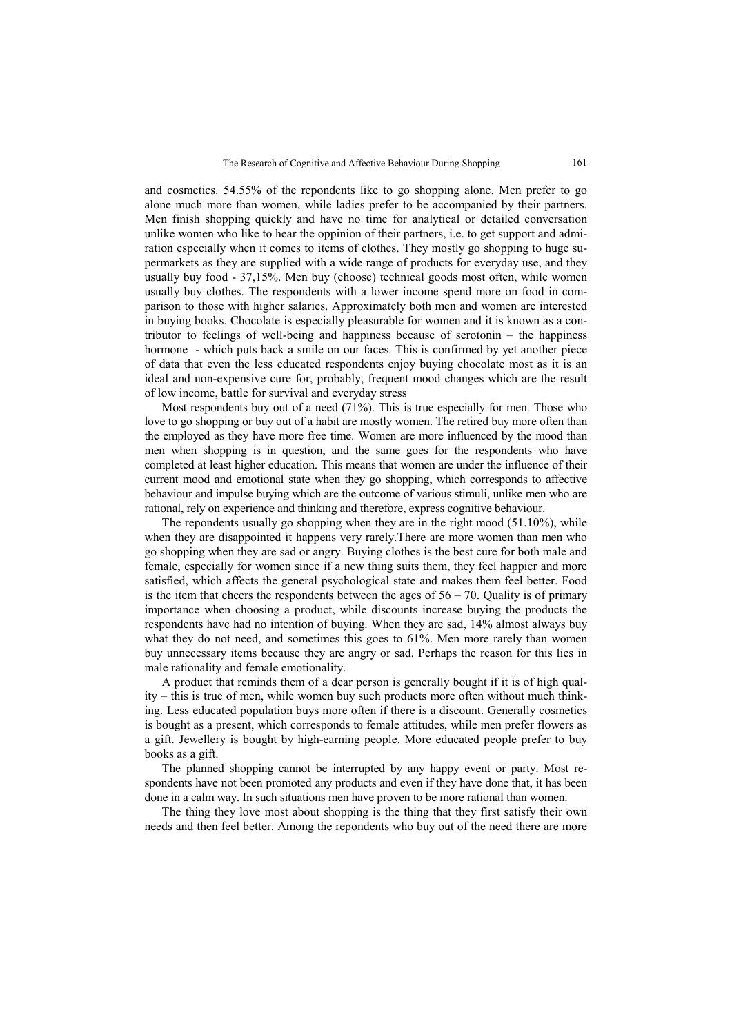and cosmetics. 54.55% of the repondents like to go shopping alone. Men prefer to go alone much more than women, while ladies prefer to be accompanied by their partners. Men finish shopping quickly and have no time for analytical or detailed conversation unlike women who like to hear the oppinion of their partners, i.e. to get support and admiration especially when it comes to items of clothes. They mostly go shopping to huge supermarkets as they are supplied with a wide range of products for everyday use, and they usually buy food - 37,15%. Men buy (choose) technical goods most often, while women usually buy clothes. The respondents with a lower income spend more on food in comparison to those with higher salaries. Approximately both men and women are interested in buying books. Chocolate is especially pleasurable for women and it is known as a contributor to feelings of well-being and happiness because of serotonin – the happiness hormone - which puts back a smile on our faces. This is confirmed by yet another piece of data that even the less educated respondents enjoy buying chocolate most as it is an ideal and non-expensive cure for, probably, frequent mood changes which are the result of low income, battle for survival and everyday stress

Most respondents buy out of a need (71%). This is true especially for men. Those who love to go shopping or buy out of a habit are mostly women. The retired buy more often than the employed as they have more free time. Women are more influenced by the mood than men when shopping is in question, and the same goes for the respondents who have completed at least higher education. This means that women are under the influence of their current mood and emotional state when they go shopping, which corresponds to affective behaviour and impulse buying which are the outcome of various stimuli, unlike men who are rational, rely on experience and thinking and therefore, express cognitive behaviour.

The repondents usually go shopping when they are in the right mood (51.10%), while when they are disappointed it happens very rarely.There are more women than men who go shopping when they are sad or angry. Buying clothes is the best cure for both male and female, especially for women since if a new thing suits them, they feel happier and more satisfied, which affects the general psychological state and makes them feel better. Food is the item that cheers the respondents between the ages of 56 – 70. Quality is of primary importance when choosing a product, while discounts increase buying the products the respondents have had no intention of buying. When they are sad, 14% almost always buy what they do not need, and sometimes this goes to 61%. Men more rarely than women buy unnecessary items because they are angry or sad. Perhaps the reason for this lies in male rationality and female emotionality.

A product that reminds them of a dear person is generally bought if it is of high quality – this is true of men, while women buy such products more often without much thinking. Less educated population buys more often if there is a discount. Generally cosmetics is bought as a present, which corresponds to female attitudes, while men prefer flowers as a gift. Jewellery is bought by high-earning people. More educated people prefer to buy books as a gift.

The planned shopping cannot be interrupted by any happy event or party. Most respondents have not been promoted any products and even if they have done that, it has been done in a calm way. In such situations men have proven to be more rational than women.

The thing they love most about shopping is the thing that they first satisfy their own needs and then feel better. Among the repondents who buy out of the need there are more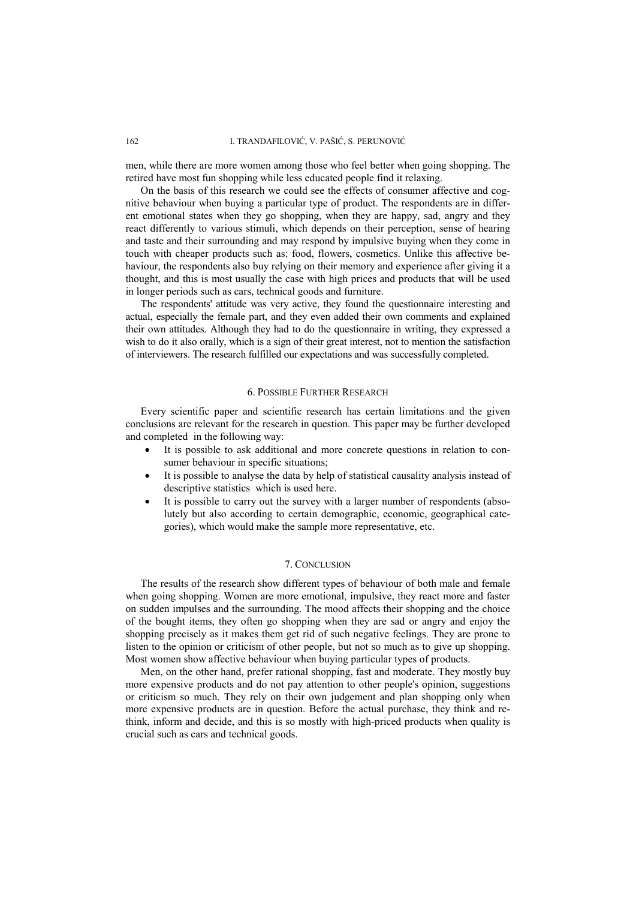men, while there are more women among those who feel better when going shopping. The retired have most fun shopping while less educated people find it relaxing.

On the basis of this research we could see the effects of consumer affective and cognitive behaviour when buying a particular type of product. The respondents are in different emotional states when they go shopping, when they are happy, sad, angry and they react differently to various stimuli, which depends on their perception, sense of hearing and taste and their surrounding and may respond by impulsive buying when they come in touch with cheaper products such as: food, flowers, cosmetics. Unlike this affective behaviour, the respondents also buy relying on their memory and experience after giving it a thought, and this is most usually the case with high prices and products that will be used in longer periods such as cars, technical goods and furniture.

The respondents' attitude was very active, they found the questionnaire interesting and actual, especially the female part, and they even added their own comments and explained their own attitudes. Although they had to do the questionnaire in writing, they expressed a wish to do it also orally, which is a sign of their great interest, not to mention the satisfaction of interviewers. The research fulfilled our expectations and was successfully completed.

## 6. Possible Further Research

Every scientific paper and scientific research has certain limitations and the given conclusions are relevant for the research in question. This paper may be further developed and completed in the following way:

- It is possible to ask additional and more concrete questions in relation to consumer behaviour in specific situations;
- It is possible to analyse the data by help of statistical causality analysis instead of descriptive statistics which is used here.
- It is possible to carry out the survey with a larger number of respondents (absolutely but also according to certain demographic, economic, geographical categories), which would make the sample more representative, etc.

## 7. Conclusion

The results of the research show different types of behaviour of both male and female when going shopping. Women are more emotional, impulsive, they react more and faster on sudden impulses and the surrounding. The mood affects their shopping and the choice of the bought items, they often go shopping when they are sad or angry and enjoy the shopping precisely as it makes them get rid of such negative feelings. They are prone to listen to the opinion or criticism of other people, but not so much as to give up shopping. Most women show affective behaviour when buying particular types of products.

Men, on the other hand, prefer rational shopping, fast and moderate. They mostly buy more expensive products and do not pay attention to other people's opinion, suggestions or criticism so much. They rely on their own judgement and plan shopping only when more expensive products are in question. Before the actual purchase, they think and rethink, inform and decide, and this is so mostly with high-priced products when quality is crucial such as cars and technical goods.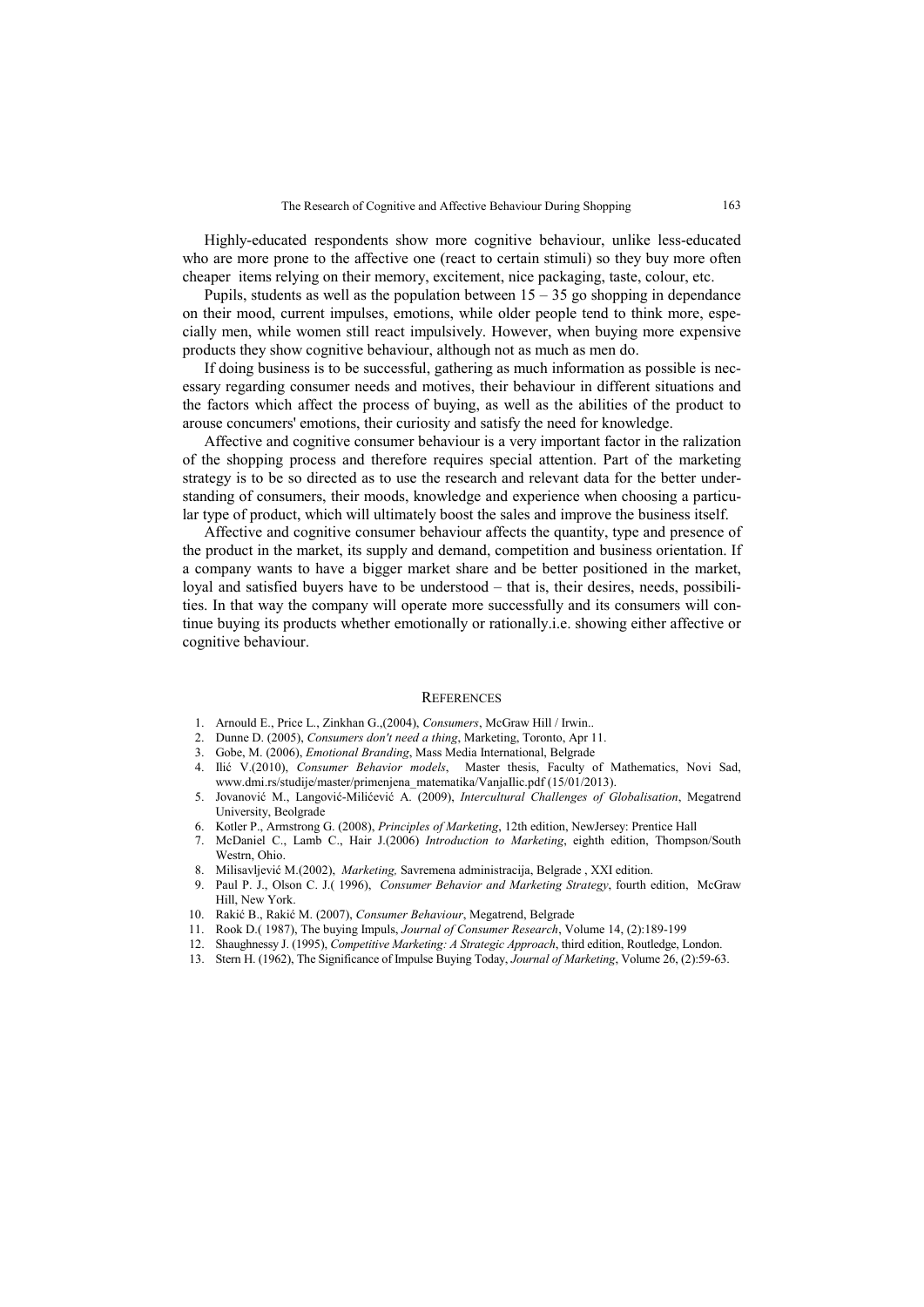Highly-educated respondents show more cognitive behaviour, unlike less-educated who are more prone to the affective one (react to certain stimuli) so they buy more often cheaper items relying on their memory, excitement, nice packaging, taste, colour, etc.

Pupils, students as well as the population between 15 – 35 go shopping in dependance on their mood, current impulses, emotions, while older people tend to think more, especially men, while women still react impulsively. However, when buying more expensive products they show cognitive behaviour, although not as much as men do.

If doing business is to be successful, gathering as much information as possible is necessary regarding consumer needs and motives, their behaviour in different situations and the factors which affect the process of buying, as well as the abilities of the product to arouse concumers' emotions, their curiosity and satisfy the need for knowledge.

Affective and cognitive consumer behaviour is a very important factor in the ralization of the shopping process and therefore requires special attention. Part of the marketing strategy is to be so directed as to use the research and relevant data for the better understanding of consumers, their moods, knowledge and experience when choosing a particular type of product, which will ultimately boost the sales and improve the business itself.

Affective and cognitive consumer behaviour affects the quantity, type and presence of the product in the market, its supply and demand, competition and business orientation. If a company wants to have a bigger market share and be better positioned in the market, loyal and satisfied buyers have to be understood – that is, their desires, needs, possibilities. In that way the company will operate more successfully and its consumers will continue buying its products whether emotionally or rationally.i.e. showing either affective or cognitive behaviour.

## REFERENCES

1. Arnould E., Price L., Zinkhan G.,(2004), *Consumers*, McGraw Hill / Irwin..
2. Dunne D. (2005), *Consumers don't need a thing*, Marketing, Toronto, Apr 11.
3. Gobe, M. (2006), *Emotional Branding*, Mass Media International, Belgrade
4. Ilić V.(2010), *Consumer Behavior models*, Master thesis, Faculty of Mathematics, Novi Sad, www.dmi.rs/studije/master/primenjena_matematika/VanjaIlic.pdf (15/01/2013).
5. Jovanović M., Langović-Milićević A. (2009), *Intercultural Challenges of Globalisation*, Megatrend University, Beolgrade
6. Kotler P., Armstrong G. (2008), *Principles of Marketing*, 12th edition, NewJersey: Prentice Hall
7. McDaniel C., Lamb C., Hair J.(2006) *Introduction to Marketing*, eighth edition, Thompson/South Westrn, Ohio.
8. Milisavljević M.(2002), *Marketing,* Savremena administracija, Belgrade , XXI edition.
9. Paul P. J., Olson C. J.( 1996), *Consumer Behavior and Marketing Strategy*, fourth edition, McGraw Hill, New York.
10. Rakić B., Rakić M. (2007), *Consumer Behaviour*, Megatrend, Belgrade
11. Rook D.( 1987), The buying Impuls, *Journal of Consumer Research*, Volume 14, (2):189-199
12. Shaughnessy J. (1995), *Competitive Marketing: A Strategic Approach*, third edition, Routledge, London.
13. Stern H. (1962), The Significance of Impulse Buying Today, *Journal of Marketing*, Volume 26, (2):59-63.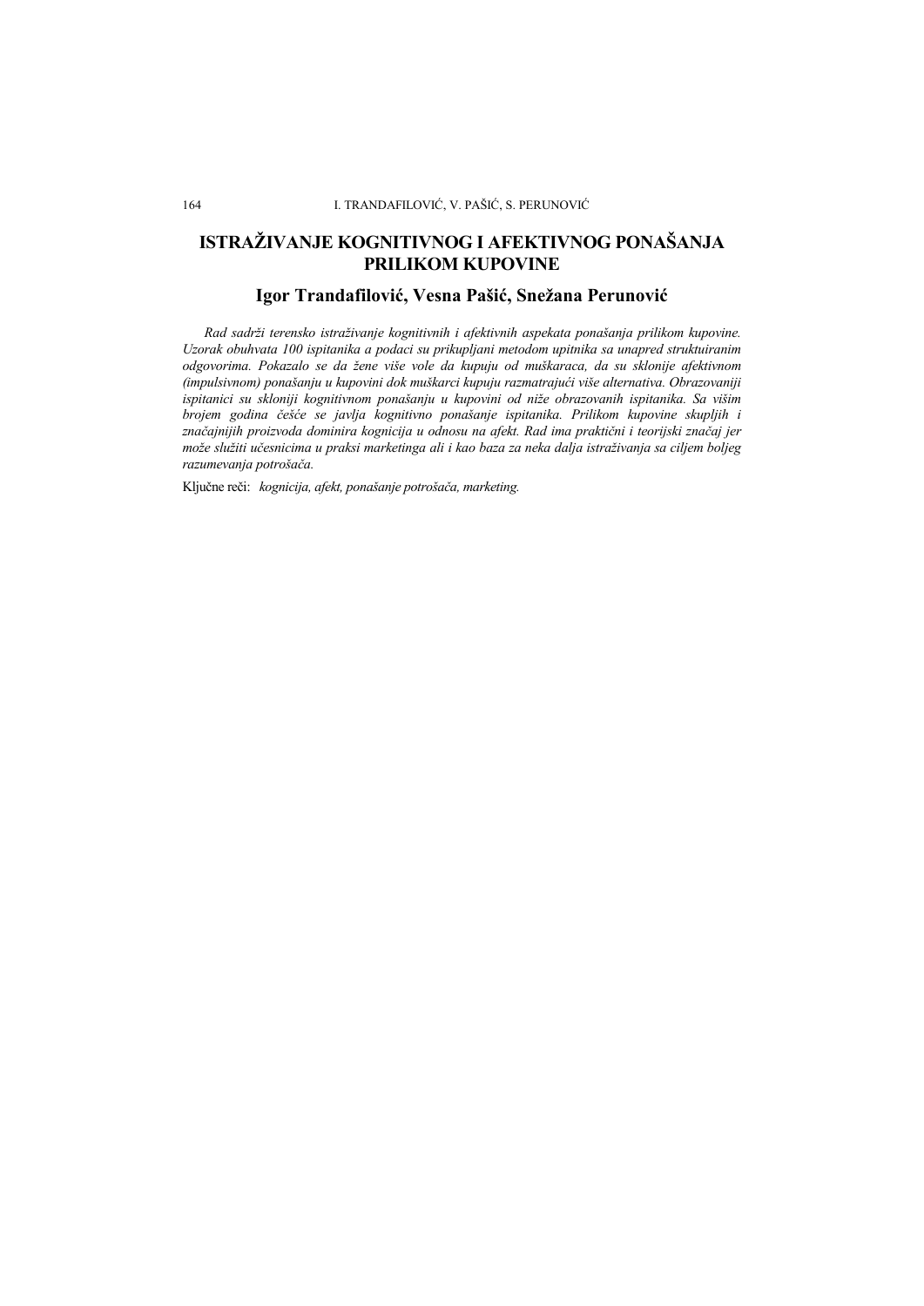# ISTRAŽIVANJE KOGNITIVNOG I AFEKTIVNOG PONAŠANJA PRILIKOM KUPOVINE

## Igor Trandafilović, Vesna Pašić, Snežana Perunović

*Rad sadrži terensko istraživanje kognitivnih i afektivnih aspekata ponašanja prilikom kupovine. Uzorak obuhvata 100 ispitanika a podaci su prikupljani metodom upitnika sa unapred struktuiranim odgovorima. Pokazalo se da žene više vole da kupuju od muškaraca, da su sklonije afektivnom (impulsivnom) ponašanju u kupovini dok muškarci kupuju razmatrajući više alternativa. Obrazovaniji ispitanici su skloniji kognitivnom ponašanju u kupovini od niže obrazovanih ispitanika. Sa višim brojem godina češće se javlja kognitivno ponašanje ispitanika. Prilikom kupovine skupljih i značajnijih proizvoda dominira kognicija u odnosu na afekt. Rad ima praktični i teorijski značaj jer može služiti učesnicima u praksi marketinga ali i kao baza za neka dalja istraživanja sa ciljem boljeg razumevanja potrošača.*

Ključne reči: *kognicija, afekt, ponašanje potrošača, marketing.*